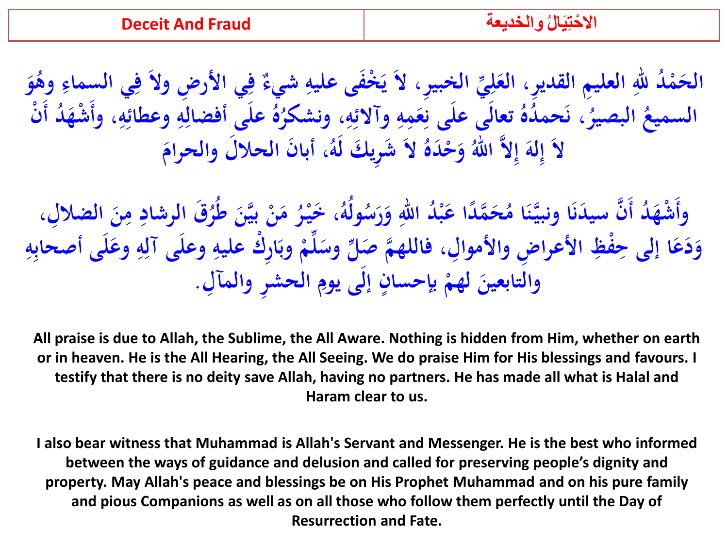| Deceit And Fraud | الاحْتِيَالُ والخديعة |
|---|---|

الحَمْدُ للهِ العليمِ القديرِ، العَلِيِّ الخبيرِ، لاَ يَخْفَى عليهِ شيءٌ فِي الأرضِ ولاَ فِي السماءِ وهُوَ السميعُ البصيرُ، نَحمدُهُ تعالَى علَى نِعَمِهِ وآلائِهِ، ونشكرُهُ علَى أفضالِهِ وعطائِهِ، وأَشْهَدُ أَنْ لاَ إِلَهَ إِلاَّ اللهُ وَحْدَهُ لاَ شَرِيكَ لَهُ، أبانَ الحلالَ والحرامَ

وأَشْهَدُ أَنَّ سيدَنَا ونبيَّنَا مُحَمَّدًا عَبْدُ اللهِ وَرَسُولُهُ، خَيْرُ مَنْ بيَّنَ طُرُقَ الرشادِ مِنَ الضلالِ، وَدَعَا إلى حِفْظِ الأعراضِ والأموالِ، فاللهمَّ صَلِّ وسَلِّمْ وبَارِكْ عليهِ وعلَى آلِهِ وعَلَى أصحابِهِ والتابعينَ لهمْ بإحسانٍ إلَى يومِ الحشرِ والمآلِ.

**All praise is due to Allah, the Sublime, the All Aware. Nothing is hidden from Him, whether on earth or in heaven. He is the All Hearing, the All Seeing. We do praise Him for His blessings and favours. I testify that there is no deity save Allah, having no partners. He has made all what is Halal and Haram clear to us.**

**I also bear witness that Muhammad is Allah's Servant and Messenger. He is the best who informed between the ways of guidance and delusion and called for preserving people's dignity and property. May Allah's peace and blessings be on His Prophet Muhammad and on his pure family and pious Companions as well as on all those who follow them perfectly until the Day of Resurrection and Fate.**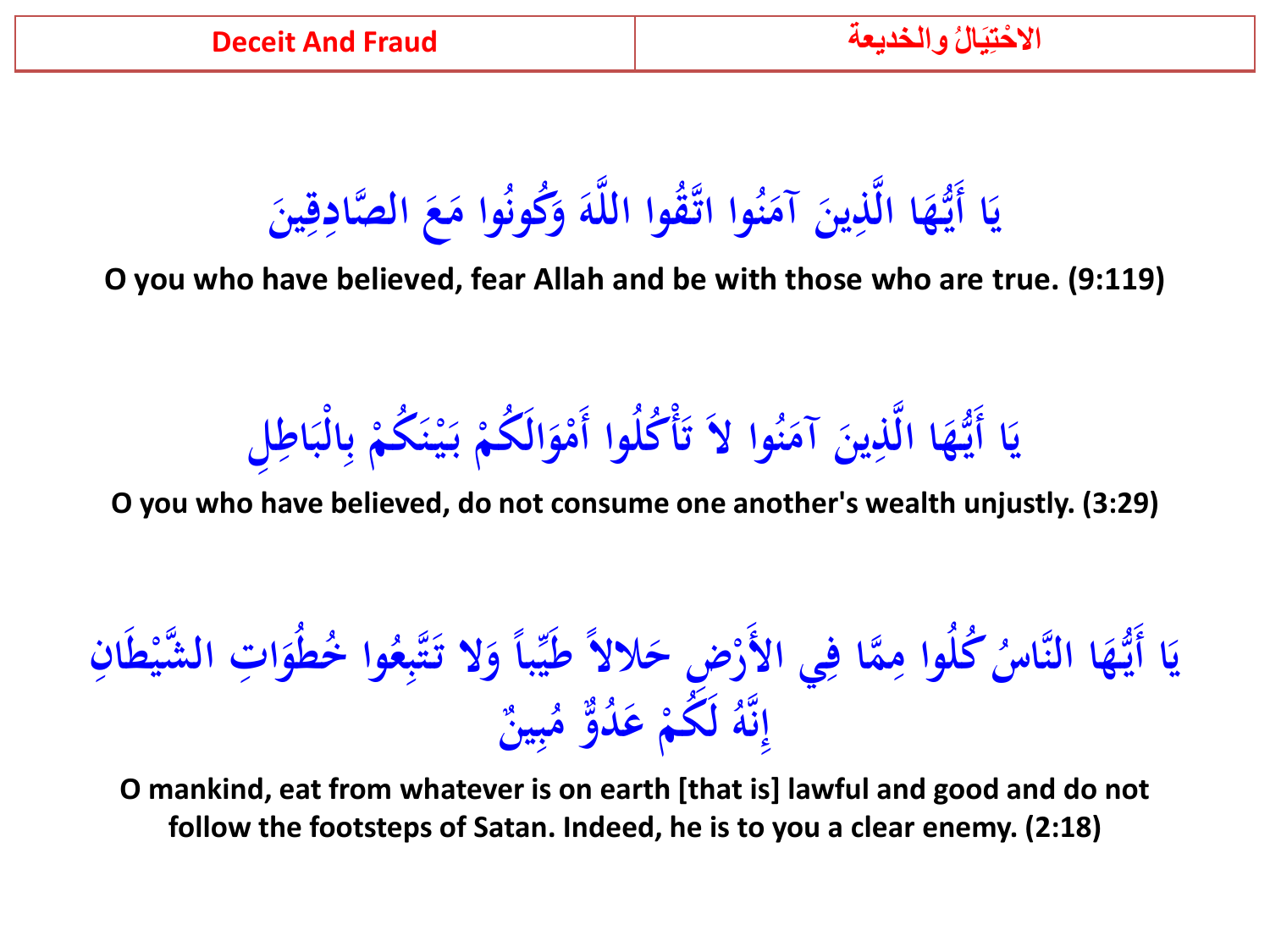| Deceit And Fraud | الاحْتِيَالُ والخديعة |
| --- | --- |

يَا أَيُّهَا الَّذِينَ آمَنُوا اتَّقُوا اللَّهَ وَكُونُوا مَعَ الصَّادِقِينَ

**O you who have believed, fear Allah and be with those who are true. (9:119)**

يَا أَيُّهَا الَّذِينَ آمَنُوا لاَ تَأْكُلُوا أَمْوَالَكُمْ بَيْنَكُمْ بِالْبَاطِلِ

**O you who have believed, do not consume one another's wealth unjustly. (3:29)**

يَا أَيُّهَا النَّاسُ كُلُوا مِمَّا فِي الأَرْضِ حَلالاً طَيِّباً وَلا تَتَّبِعُوا خُطُوَاتِ الشَّيْطَانِ إِنَّهُ لَكُمْ عَدُوٌّ مُبِينٌ

**O mankind, eat from whatever is on earth [that is] lawful and good and do not follow the footsteps of Satan. Indeed, he is to you a clear enemy. (2:18)**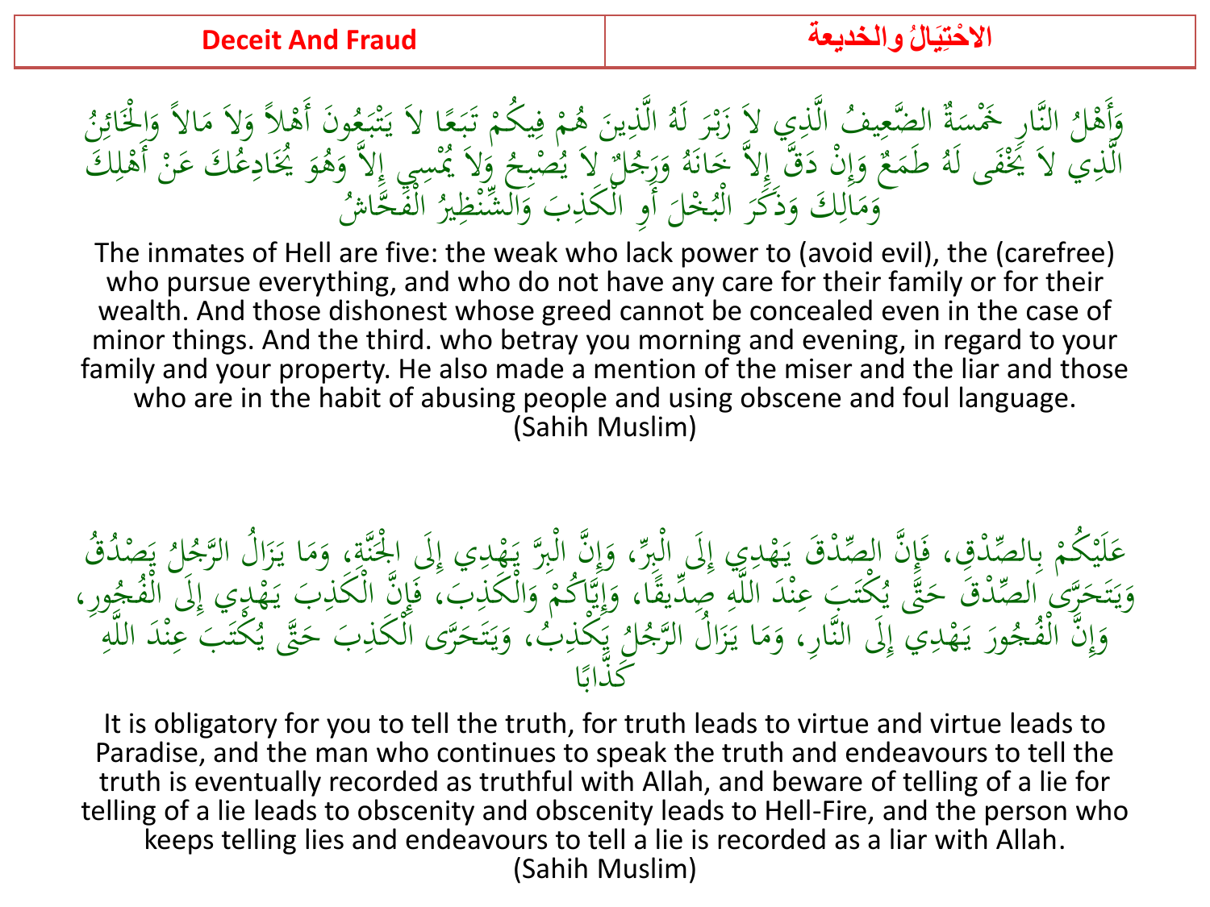| Deceit And Fraud | الاحْتِيَالُ والخديعة |
| --- | --- |

وَأَهْلُ النَّارِ خَمْسَةٌ الضَّعِيفُ الَّذِي لاَ زَبْرَ لَهُ الَّذِينَ هُمْ فِيكُمْ تَبَعًا لاَ يَتْبَعُونَ أَهْلاً وَلاَ مَالاً وَالْخَائِنُ الَّذِي لاَ يَخْفَى لَهُ طَمَعٌ وَإِنْ دَقَّ إِلاَّ خَانَهُ وَرَجُلٌ لاَ يُصْبِحُ وَلاَ يُمْسِي إِلاَّ وَهُوَ يُخَادِعُكَ عَنْ أَهْلِكَ وَمَالِكَ وَذَكَرَ الْبُخْلَ أَوِ الْكَذِبَ وَالشِّنْظِيرُ الْفَحَّاشُ

The inmates of Hell are five: the weak who lack power to (avoid evil), the (carefree) who pursue everything, and who do not have any care for their family or for their wealth. And those dishonest whose greed cannot be concealed even in the case of minor things. And the third. who betray you morning and evening, in regard to your family and your property. He also made a mention of the miser and the liar and those who are in the habit of abusing people and using obscene and foul language.
(Sahih Muslim)

عَلَيْكُمْ بِالصِّدْقِ، فَإِنَّ الصِّدْقَ يَهْدِي إِلَى الْبِرِّ، وَإِنَّ الْبِرَّ يَهْدِي إِلَى الْجَنَّةِ، وَمَا يَزَالُ الرَّجُلُ يَصْدُقُ وَيَتَحَرَّى الصِّدْقَ حَتَّى يُكْتَبَ عِنْدَ اللَّهِ صِدِّيقًا، وَإِيَّاكُمْ وَالْكَذِبَ، فَإِنَّ الْكَذِبَ يَهْدِي إِلَى الْفُجُورِ، وَإِنَّ الْفُجُورَ يَهْدِي إِلَى النَّارِ، وَمَا يَزَالُ الرَّجُلُ يَكْذِبُ، وَيَتَحَرَّى الْكَذِبَ حَتَّى يُكْتَبَ عِنْدَ اللَّهِ كَذَّابًا

It is obligatory for you to tell the truth, for truth leads to virtue and virtue leads to Paradise, and the man who continues to speak the truth and endeavours to tell the truth is eventually recorded as truthful with Allah, and beware of telling of a lie for telling of a lie leads to obscenity and obscenity leads to Hell-Fire, and the person who keeps telling lies and endeavours to tell a lie is recorded as a liar with Allah.
(Sahih Muslim)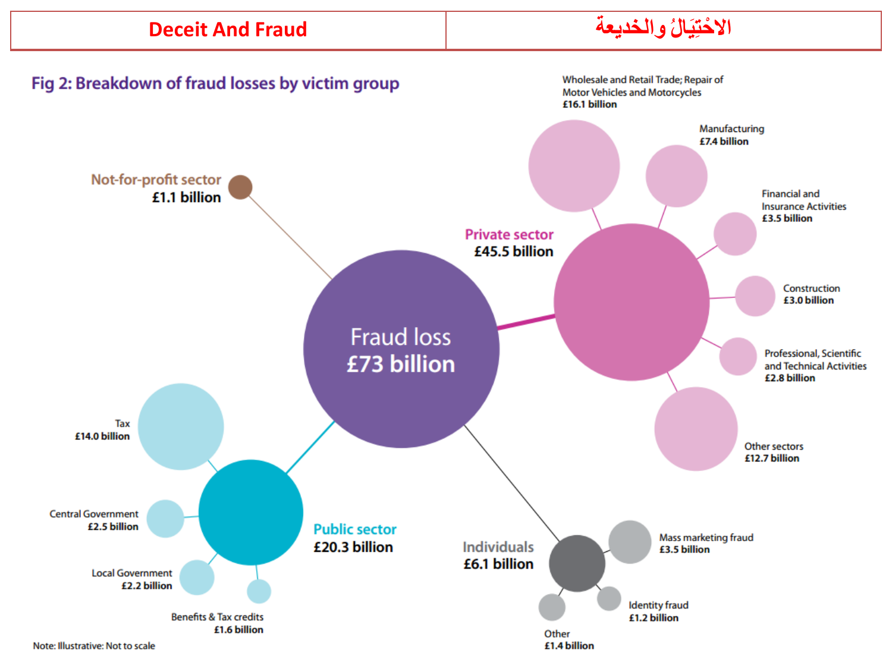| Deceit And Fraud | الاحْتِيَالُ والخديعة |
| --- | --- |

**Fig 2: Breakdown of fraud losses by victim group**

**Fraud loss £73 billion**

**Not-for-profit sector** £1.1 billion

**Private sector** £45.5 billion

- Wholesale and Retail Trade; Repair of Motor Vehicles and Motorcycles **£16.1 billion**
- Manufacturing **£7.4 billion**
- Financial and Insurance Activities **£3.5 billion**
- Construction **£3.0 billion**
- Professional, Scientific and Technical Activities **£2.8 billion**
- Other sectors **£12.7 billion**

**Public sector** £20.3 billion

- Tax **£14.0 billion**
- Central Government **£2.5 billion**
- Local Government **£2.2 billion**
- Benefits & Tax credits **£1.6 billion**

**Individuals** £6.1 billion

- Mass marketing fraud **£3.5 billion**
- Identity fraud **£1.2 billion**
- Other **£1.4 billion**

Note: Illustrative: Not to scale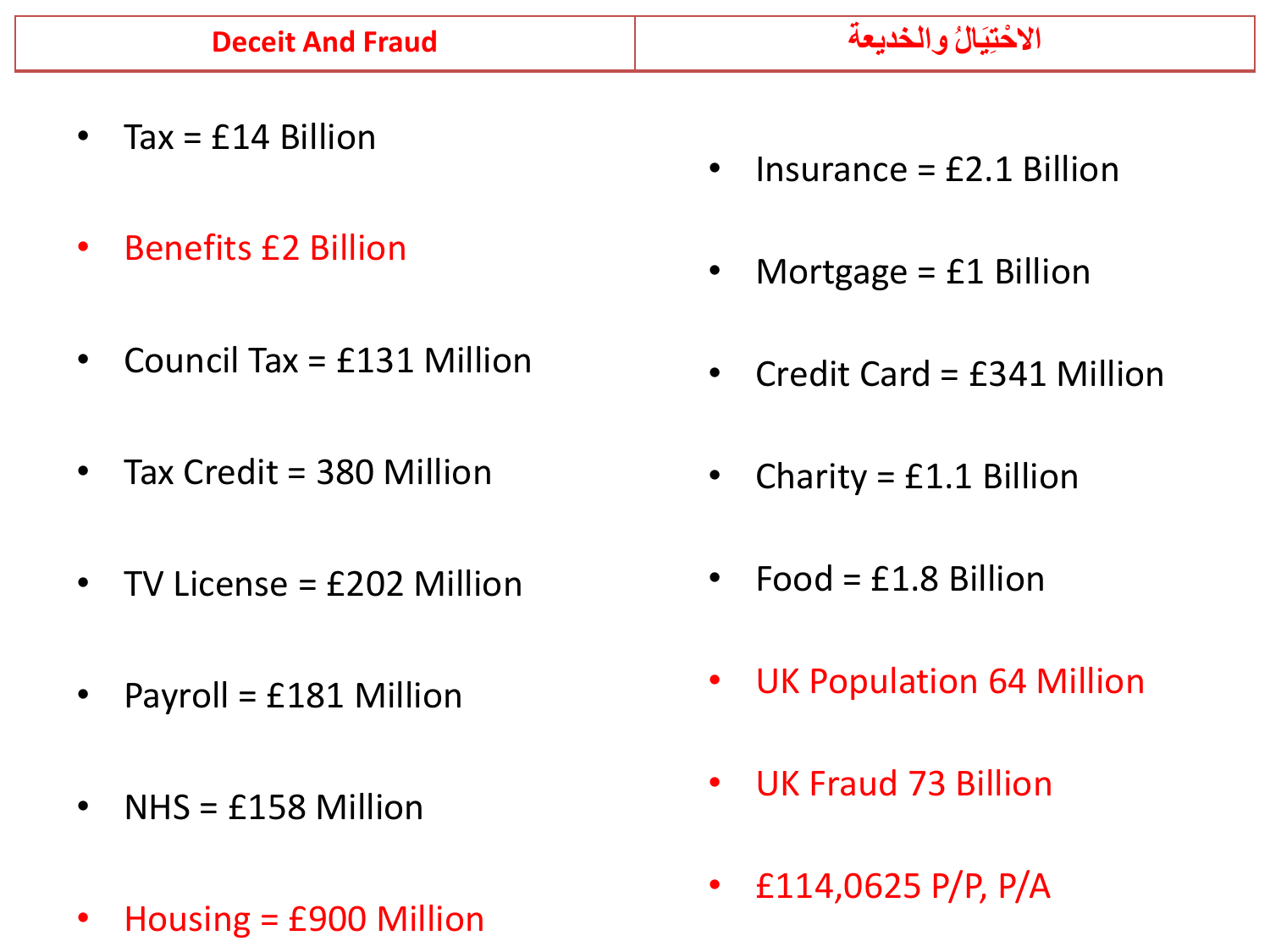| Deceit And Fraud | الاحْتِيَالُ والخديعة |
| --- | --- |

- Tax = £14 Billion
- Benefits £2 Billion
- Council Tax = £131 Million
- Tax Credit = 380 Million
- TV License = £202 Million
- Payroll = £181 Million
- NHS = £158 Million
- Housing = £900 Million
- Insurance = £2.1 Billion
- Mortgage = £1 Billion
- Credit Card = £341 Million
- Charity = £1.1 Billion
- Food = £1.8 Billion
- UK Population 64 Million
- UK Fraud 73 Billion
- £114,0625 P/P, P/A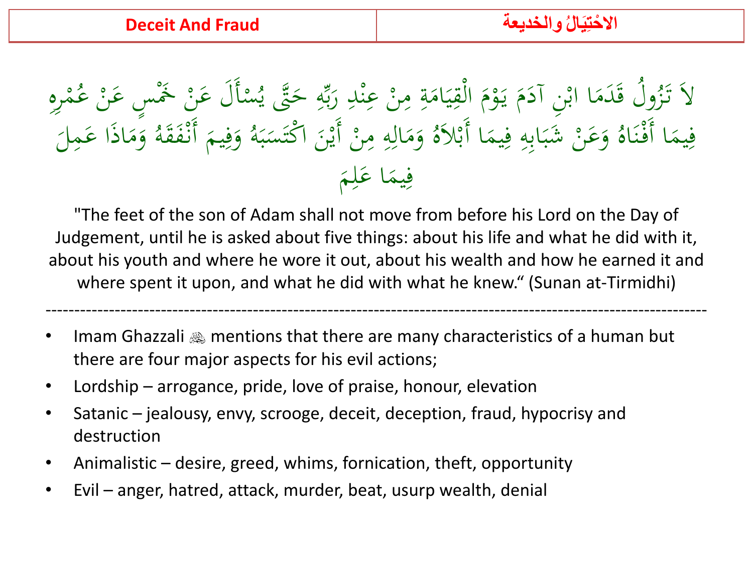| Deceit And Fraud | الاحْتِيَالُ والخديعة |
|---|---|

لاَ تَزُولُ قَدَمَا ابْنِ آدَمَ يَوْمَ الْقِيَامَةِ مِنْ عِنْدِ رَبِّهِ حَتَّى يُسْأَلَ عَنْ خَمْسٍ عَنْ عُمْرِهِ فِيمَا أَفْنَاهُ وَعَنْ شَبَابِهِ فِيمَا أَبْلاَهُ وَمَالِهِ مِنْ أَيْنَ اكْتَسَبَهُ وَفِيمَ أَنْفَقَهُ وَمَاذَا عَمِلَ فِيمَا عَلِمَ

"The feet of the son of Adam shall not move from before his Lord on the Day of Judgement, until he is asked about five things: about his life and what he did with it, about his youth and where he wore it out, about his wealth and how he earned it and where spent it upon, and what he did with what he knew." (Sunan at-Tirmidhi)

---

- Imam Ghazzali ﵀ mentions that there are many characteristics of a human but there are four major aspects for his evil actions;
- Lordship – arrogance, pride, love of praise, honour, elevation
- Satanic – jealousy, envy, scrooge, deceit, deception, fraud, hypocrisy and destruction
- Animalistic – desire, greed, whims, fornication, theft, opportunity
- Evil – anger, hatred, attack, murder, beat, usurp wealth, denial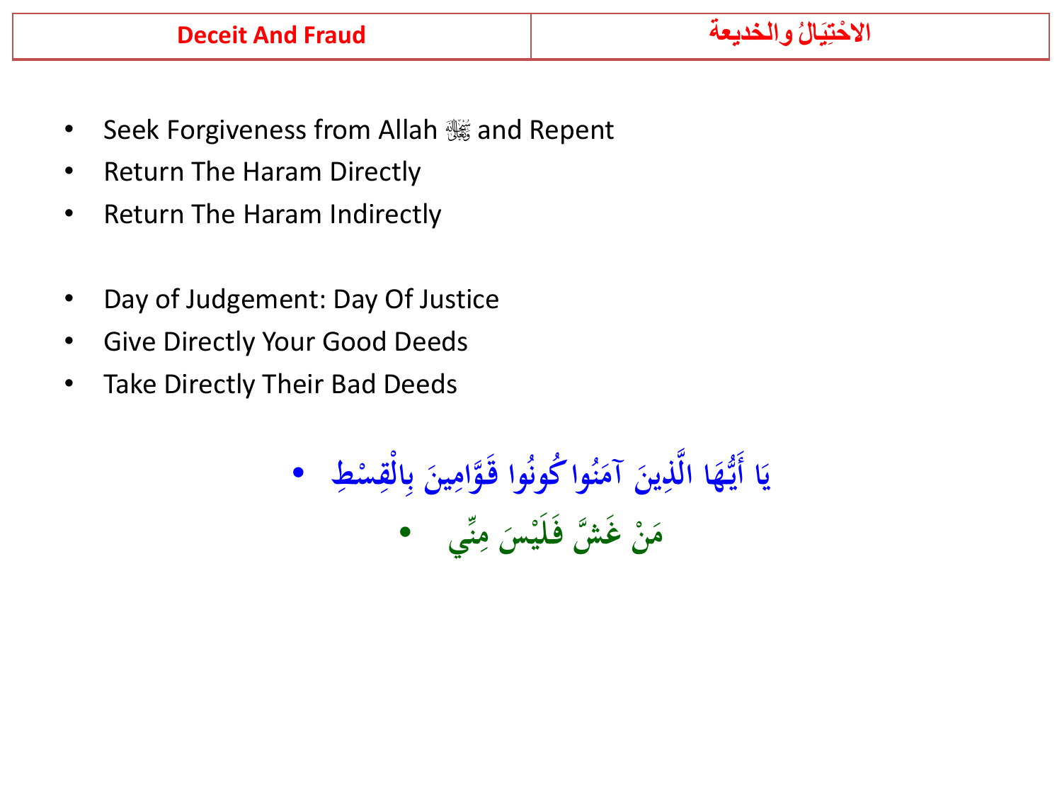| Deceit And Fraud | الاحْتِيَالُ والخديعة |
| --- | --- |

- Seek Forgiveness from Allah ﷻ and Repent
- Return The Haram Directly
- Return The Haram Indirectly

- Day of Judgement: Day Of Justice
- Give Directly Your Good Deeds
- Take Directly Their Bad Deeds

- يَا أَيُّهَا الَّذِينَ آمَنُوا كُونُوا قَوَّامِينَ بِالْقِسْطِ
- مَنْ غَشَّ فَلَيْسَ مِنِّي